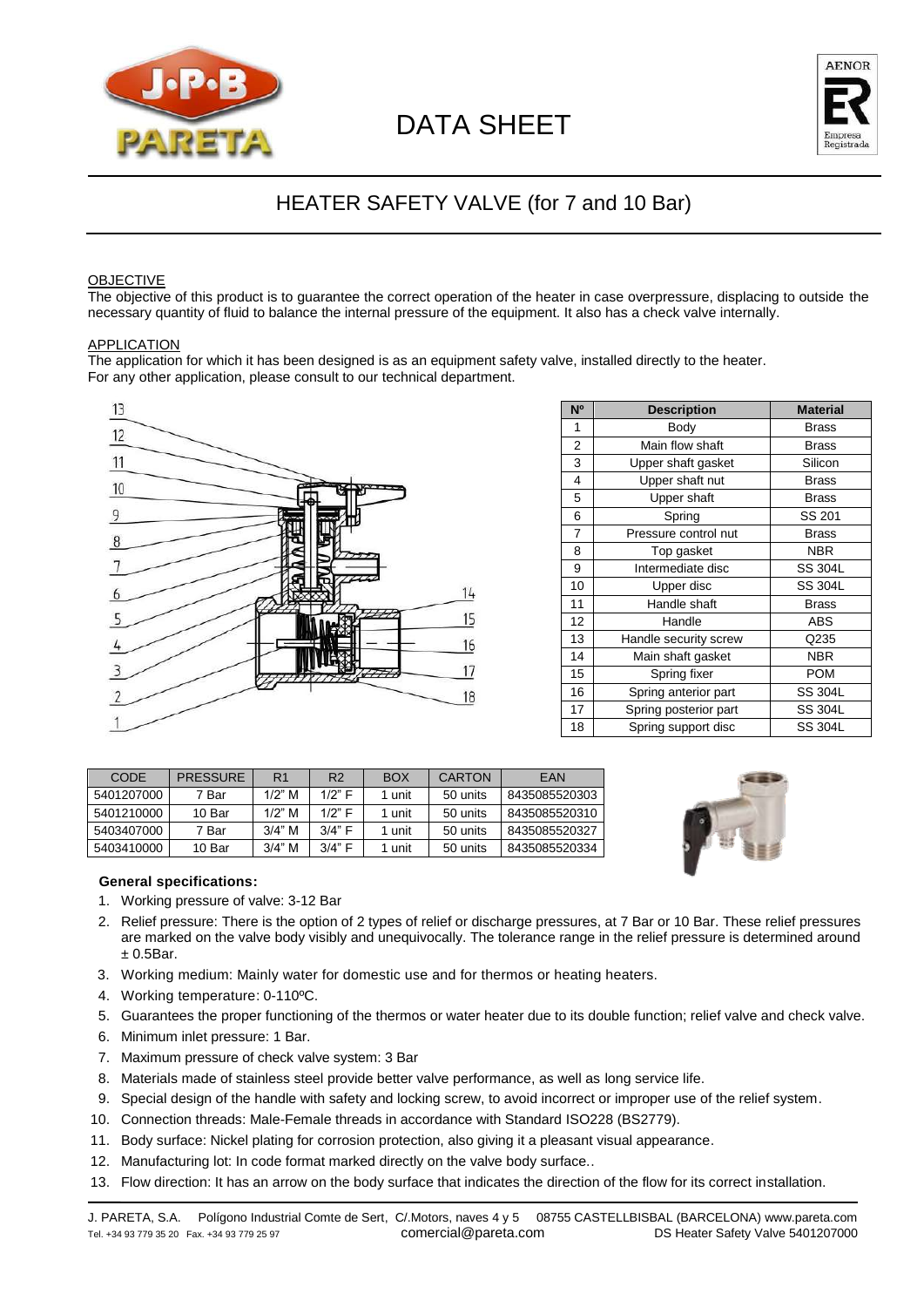# DATA SHEET

## HEATER SAFETY VALVE (for 7 and 10 Bar)

OBJECTIVE

The objective of this product is to guarantee the correct operation of the heater in case overpressure, displacing to outside the necessary quantity of fluid to balance the internal pressure of the equipment. It also has a check valve internally.

APPLICATION

The application for which it has been designed is as an equipment safety valve, installed directly to the heater.
For any other application, please consult to our technical department.

| Nº | Description | Material |
|---|---|---|
| 1 | Body | Brass |
| 2 | Main flow shaft | Brass |
| 3 | Upper shaft gasket | Silicon |
| 4 | Upper shaft nut | Brass |
| 5 | Upper shaft | Brass |
| 6 | Spring | SS 201 |
| 7 | Pressure control nut | Brass |
| 8 | Top gasket | NBR |
| 9 | Intermediate disc | SS 304L |
| 10 | Upper disc | SS 304L |
| 11 | Handle shaft | Brass |
| 12 | Handle | ABS |
| 13 | Handle security screw | Q235 |
| 14 | Main shaft gasket | NBR |
| 15 | Spring fixer | POM |
| 16 | Spring anterior part | SS 304L |
| 17 | Spring posterior part | SS 304L |
| 18 | Spring support disc | SS 304L |

| CODE | PRESSURE | R1 | R2 | BOX | CARTON | EAN |
|---|---|---|---|---|---|---|
| 5401207000 | 7 Bar | 1/2" M | 1/2" F | 1 unit | 50 units | 8435085520303 |
| 5401210000 | 10 Bar | 1/2" M | 1/2" F | 1 unit | 50 units | 8435085520310 |
| 5403407000 | 7 Bar | 3/4" M | 3/4" F | 1 unit | 50 units | 8435085520327 |
| 5403410000 | 10 Bar | 3/4" M | 3/4" F | 1 unit | 50 units | 8435085520334 |

**General specifications:**

1. Working pressure of valve: 3-12 Bar
2. Relief pressure: There is the option of 2 types of relief or discharge pressures, at 7 Bar or 10 Bar. These relief pressures are marked on the valve body visibly and unequivocally. The tolerance range in the relief pressure is determined around ± 0.5Bar.
3. Working medium: Mainly water for domestic use and for thermos or heating heaters.
4. Working temperature: 0-110ºC.
5. Guarantees the proper functioning of the thermos or water heater due to its double function; relief valve and check valve.
6. Minimum inlet pressure: 1 Bar.
7. Maximum pressure of check valve system: 3 Bar
8. Materials made of stainless steel provide better valve performance, as well as long service life.
9. Special design of the handle with safety and locking screw, to avoid incorrect or improper use of the relief system.
10. Connection threads: Male-Female threads in accordance with Standard ISO228 (BS2779).
11. Body surface: Nickel plating for corrosion protection, also giving it a pleasant visual appearance.
12. Manufacturing lot: In code format marked directly on the valve body surface..
13. Flow direction: It has an arrow on the body surface that indicates the direction of the flow for its correct installation.

J. PARETA, S.A. Polígono Industrial Comte de Sert, C/.Motors, naves 4 y 5 08755 CASTELLBISBAL (BARCELONA) www.pareta.com
Tel. +34 93 779 35 20 Fax. +34 93 779 25 97 comercial@pareta.com DS Heater Safety Valve 5401207000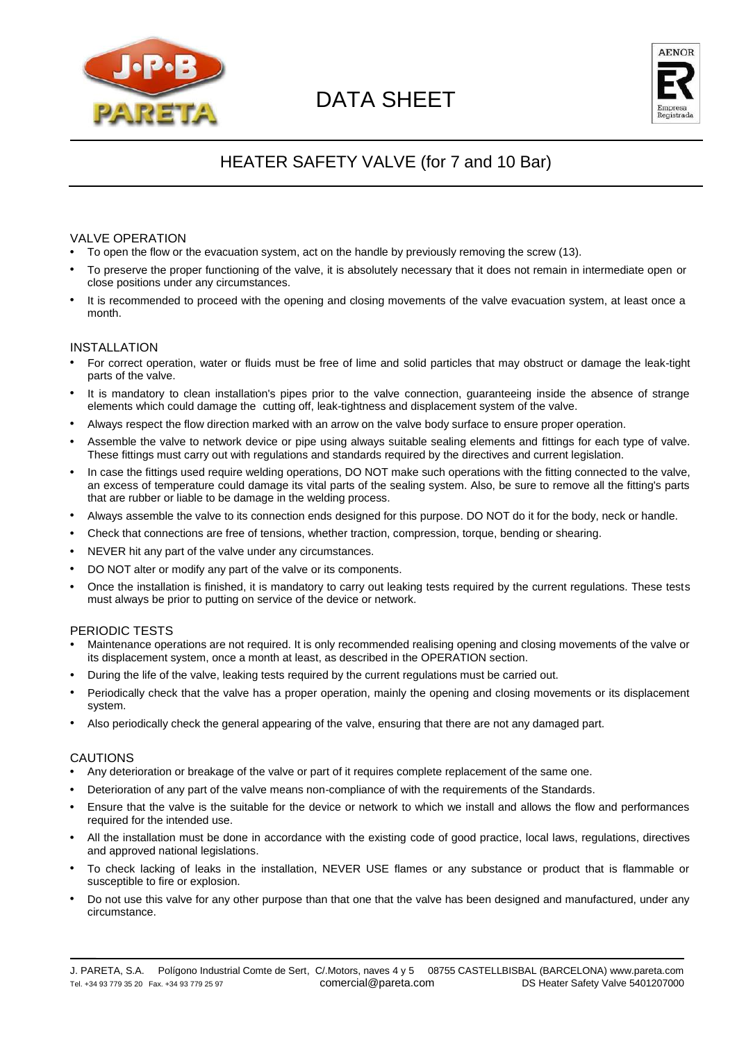# DATA SHEET

## HEATER SAFETY VALVE (for 7 and 10 Bar)

### VALVE OPERATION

- To open the flow or the evacuation system, act on the handle by previously removing the screw (13).
- To preserve the proper functioning of the valve, it is absolutely necessary that it does not remain in intermediate open or close positions under any circumstances.
- It is recommended to proceed with the opening and closing movements of the valve evacuation system, at least once a month.

### INSTALLATION

- For correct operation, water or fluids must be free of lime and solid particles that may obstruct or damage the leak-tight parts of the valve.
- It is mandatory to clean installation's pipes prior to the valve connection, guaranteeing inside the absence of strange elements which could damage the cutting off, leak-tightness and displacement system of the valve.
- Always respect the flow direction marked with an arrow on the valve body surface to ensure proper operation.
- Assemble the valve to network device or pipe using always suitable sealing elements and fittings for each type of valve. These fittings must carry out with regulations and standards required by the directives and current legislation.
- In case the fittings used require welding operations, DO NOT make such operations with the fitting connected to the valve, an excess of temperature could damage its vital parts of the sealing system. Also, be sure to remove all the fitting's parts that are rubber or liable to be damage in the welding process.
- Always assemble the valve to its connection ends designed for this purpose. DO NOT do it for the body, neck or handle.
- Check that connections are free of tensions, whether traction, compression, torque, bending or shearing.
- NEVER hit any part of the valve under any circumstances.
- DO NOT alter or modify any part of the valve or its components.
- Once the installation is finished, it is mandatory to carry out leaking tests required by the current regulations. These tests must always be prior to putting on service of the device or network.

### PERIODIC TESTS

- Maintenance operations are not required. It is only recommended realising opening and closing movements of the valve or its displacement system, once a month at least, as described in the OPERATION section.
- During the life of the valve, leaking tests required by the current regulations must be carried out.
- Periodically check that the valve has a proper operation, mainly the opening and closing movements or its displacement system.
- Also periodically check the general appearing of the valve, ensuring that there are not any damaged part.

### CAUTIONS

- Any deterioration or breakage of the valve or part of it requires complete replacement of the same one.
- Deterioration of any part of the valve means non-compliance of with the requirements of the Standards.
- Ensure that the valve is the suitable for the device or network to which we install and allows the flow and performances required for the intended use.
- All the installation must be done in accordance with the existing code of good practice, local laws, regulations, directives and approved national legislations.
- To check lacking of leaks in the installation, NEVER USE flames or any substance or product that is flammable or susceptible to fire or explosion.
- Do not use this valve for any other purpose than that one that the valve has been designed and manufactured, under any circumstance.

J. PARETA, S.A. Polígono Industrial Comte de Sert, C/.Motors, naves 4 y 5 08755 CASTELLBISBAL (BARCELONA) www.pareta.com
Tel. +34 93 779 35 20 Fax. +34 93 779 25 97 comercial@pareta.com DS Heater Safety Valve 5401207000